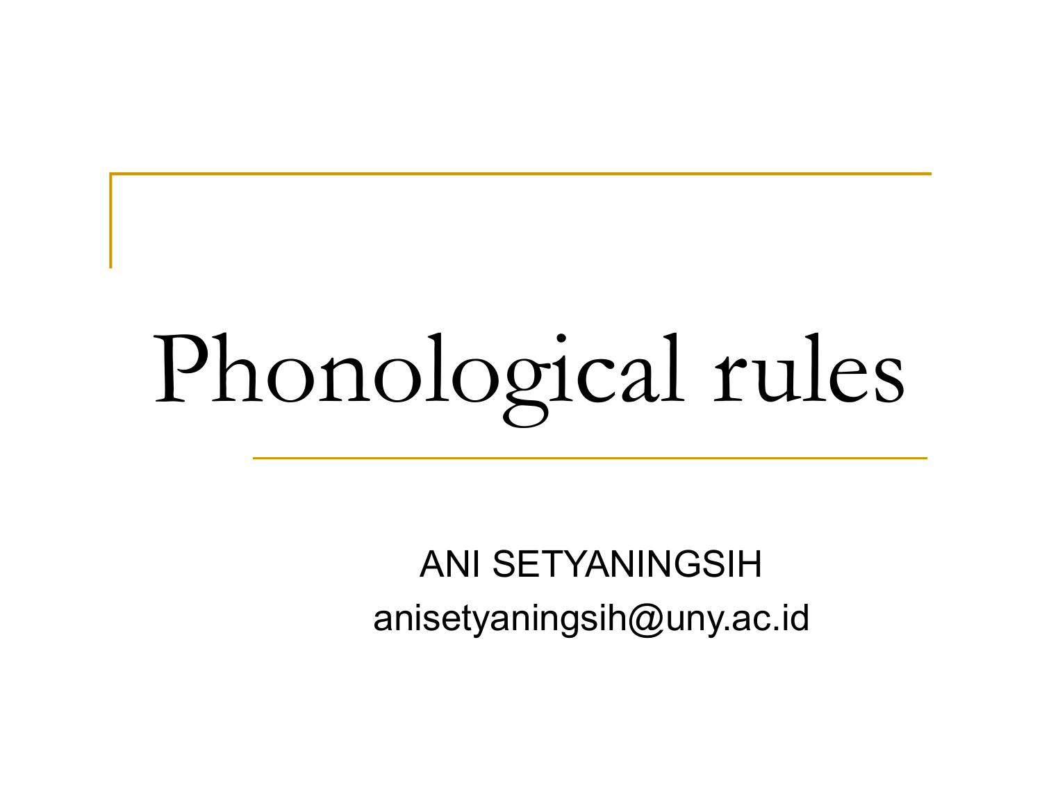# Phonological rules

ANI SETYANINGSIH

anisetyaningsih@uny.ac.id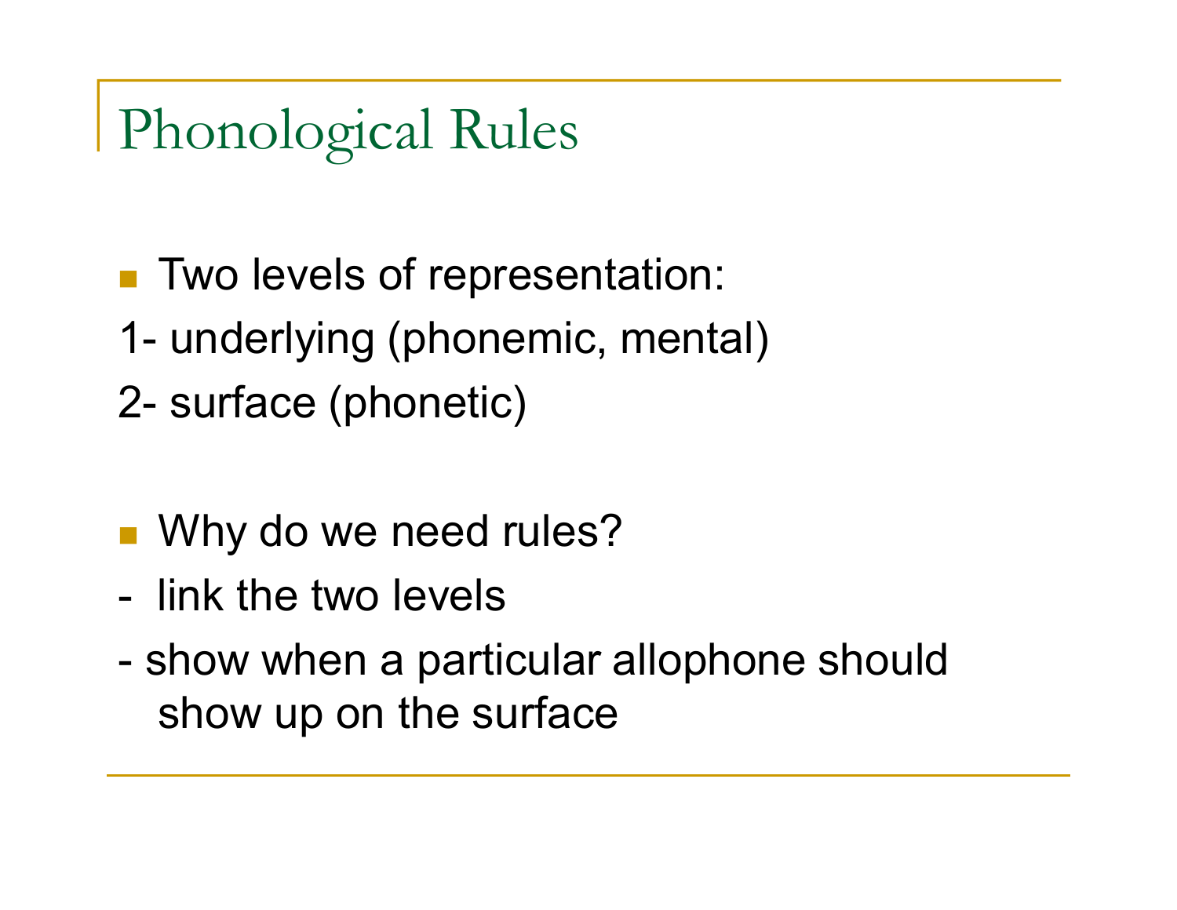# Phonological Rules

- Two levels of representation:

1- underlying (phonemic, mental)

2- surface (phonetic)

- Why do we need rules?

- link the two levels
- show when a particular allophone should show up on the surface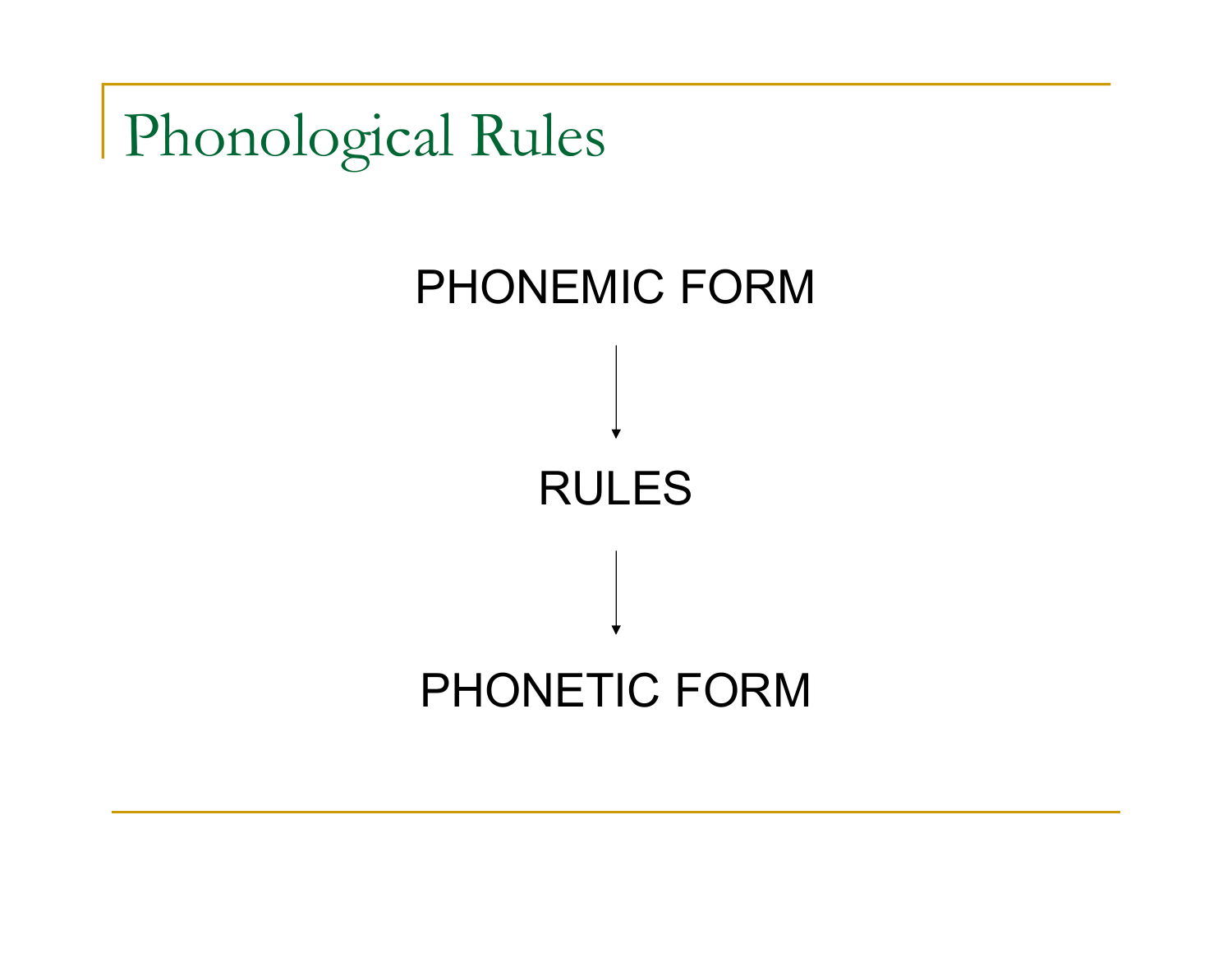# Phonological Rules

PHONEMIC FORM

↓

RULES

↓

PHONETIC FORM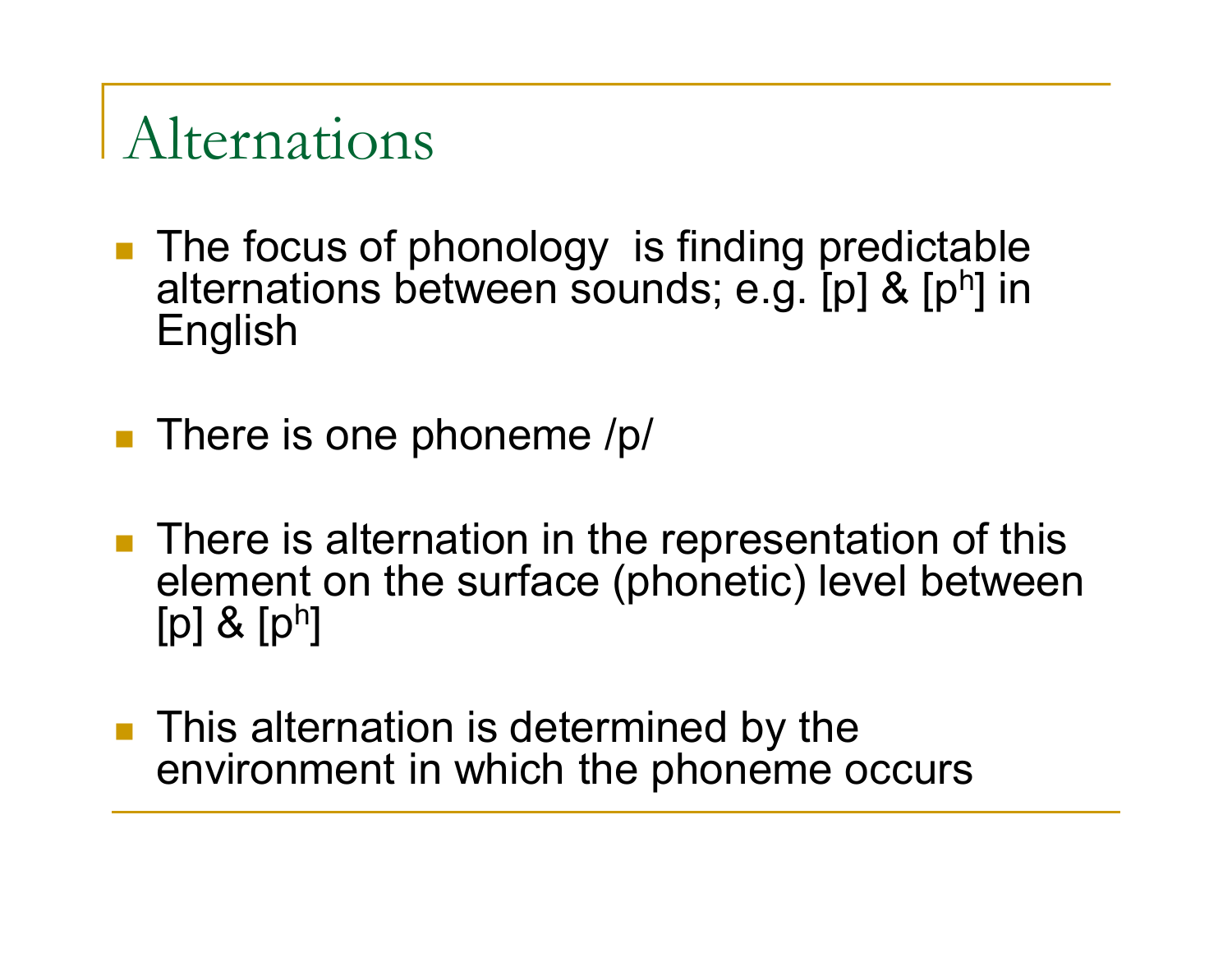# Alternations

- The focus of phonology  is finding predictable alternations between sounds; e.g. [p] & [$p^h$] in English

- There is one phoneme /p/

- There is alternation in the representation of this element on the surface (phonetic) level between [p] & [$p^h$]

- This alternation is determined by the environment in which the phoneme occurs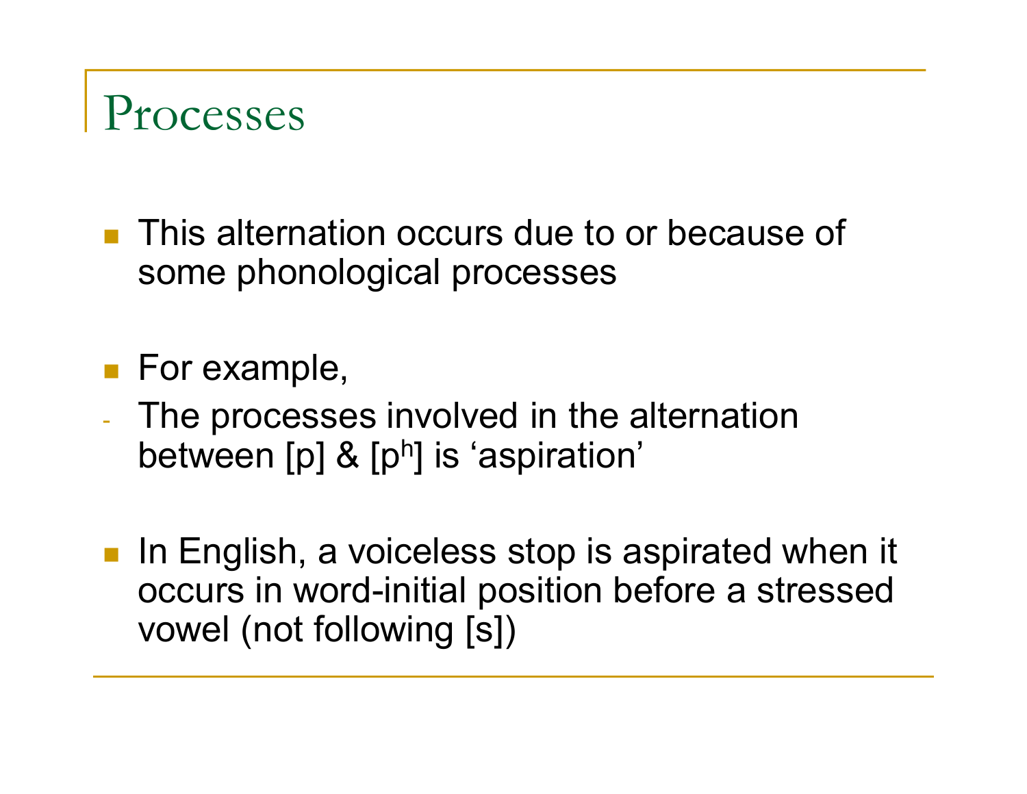# Processes

- This alternation occurs due to or because of some phonological processes

- For example,
  - The processes involved in the alternation between [p] & [$p^h$] is 'aspiration'

- In English, a voiceless stop is aspirated when it occurs in word-initial position before a stressed vowel (not following [s])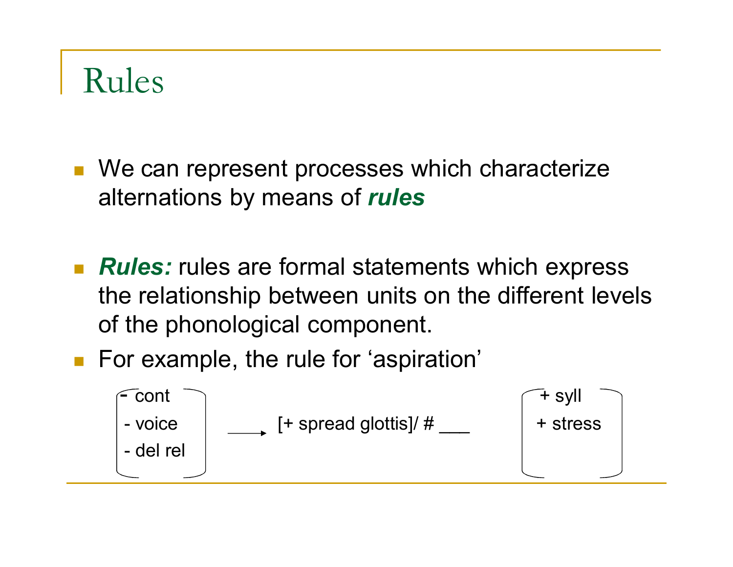# Rules

- We can represent processes which characterize alternations by means of ***rules***

- ***Rules:*** rules are formal statements which express the relationship between units on the different levels of the phonological component.
- For example, the rule for 'aspiration'

$$\begin{bmatrix} -\text{cont} \\ -\text{voice} \\ -\text{del rel} \end{bmatrix} \longrightarrow [+\text{spread glottis}] / \# \_\_\_ \begin{bmatrix} +\text{syll} \\ +\text{stress} \end{bmatrix}$$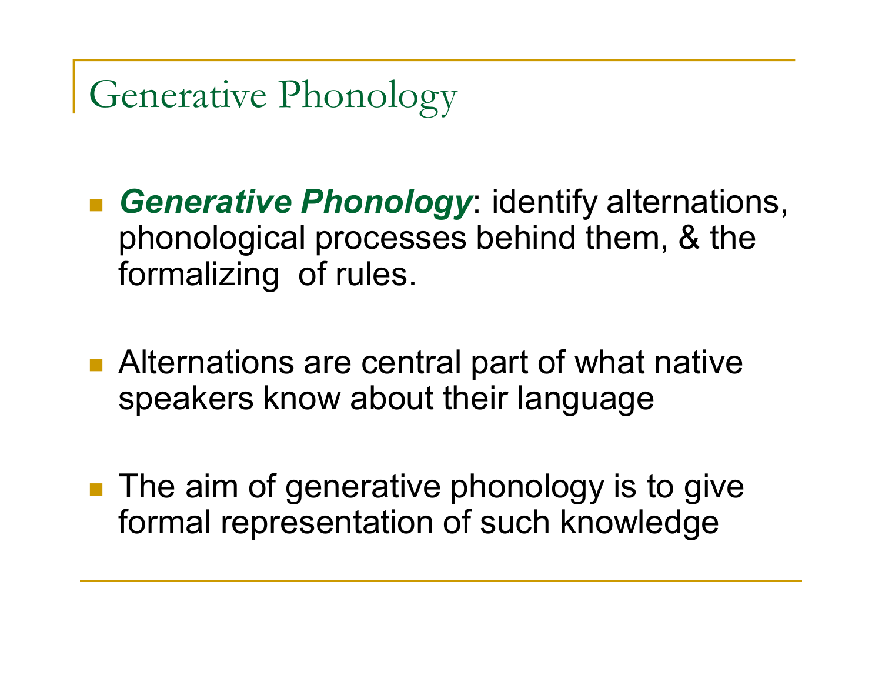# Generative Phonology

- ***Generative Phonology***: identify alternations, phonological processes behind them, & the formalizing of rules.

- Alternations are central part of what native speakers know about their language

- The aim of generative phonology is to give formal representation of such knowledge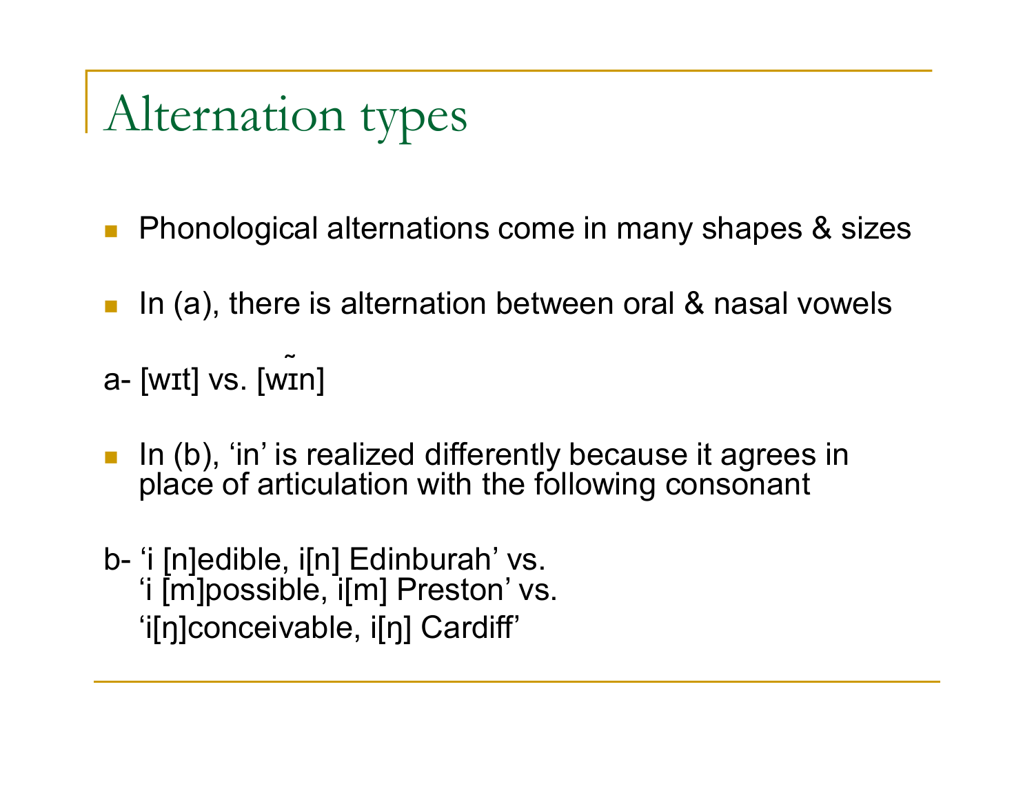# Alternation types

- Phonological alternations come in many shapes & sizes
- In (a), there is alternation between oral & nasal vowels

a- [wɪt] vs. [wɪ̃n]

- In (b), 'in' is realized differently because it agrees in place of articulation with the following consonant

b- 'i [n]edible, i[n] Edinburah' vs.
   'i [m]possible, i[m] Preston' vs.
   'i[ŋ]conceivable, i[ŋ] Cardiff'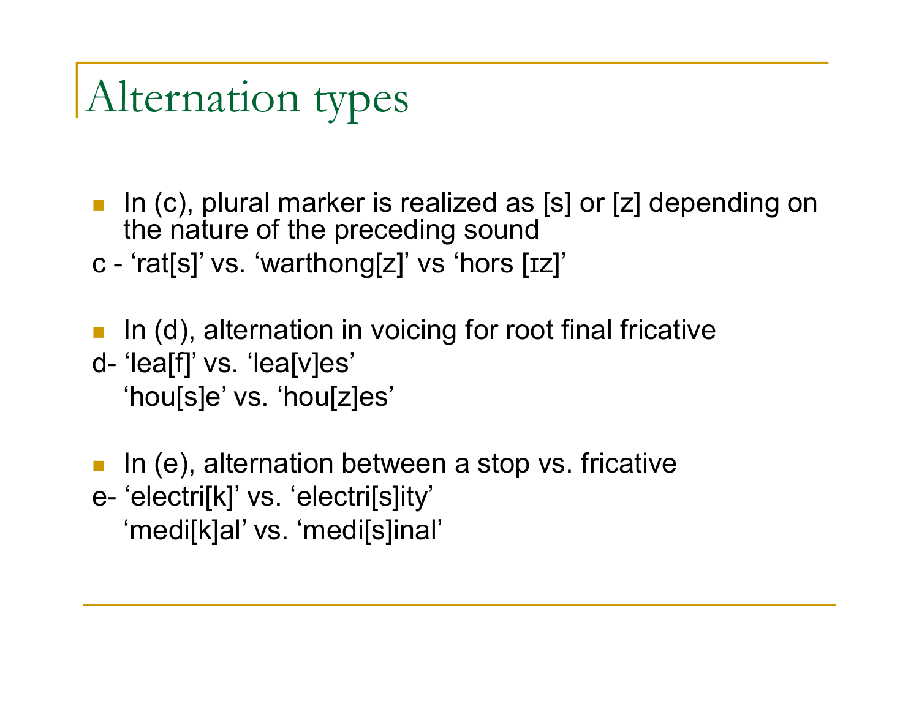# Alternation types

- In (c), plural marker is realized as [s] or [z] depending on the nature of the preceding sound

c - ‘rat[s]’ vs. ‘warthong[z]’ vs ‘hors [ɪz]’

- In (d), alternation in voicing for root final fricative

d- ‘lea[f]’ vs. ‘lea[v]es’
‘hou[s]e’ vs. ‘hou[z]es’

- In (e), alternation between a stop vs. fricative

e- ‘electri[k]’ vs. ‘electri[s]ity’
‘medi[k]al’ vs. ‘medi[s]inal’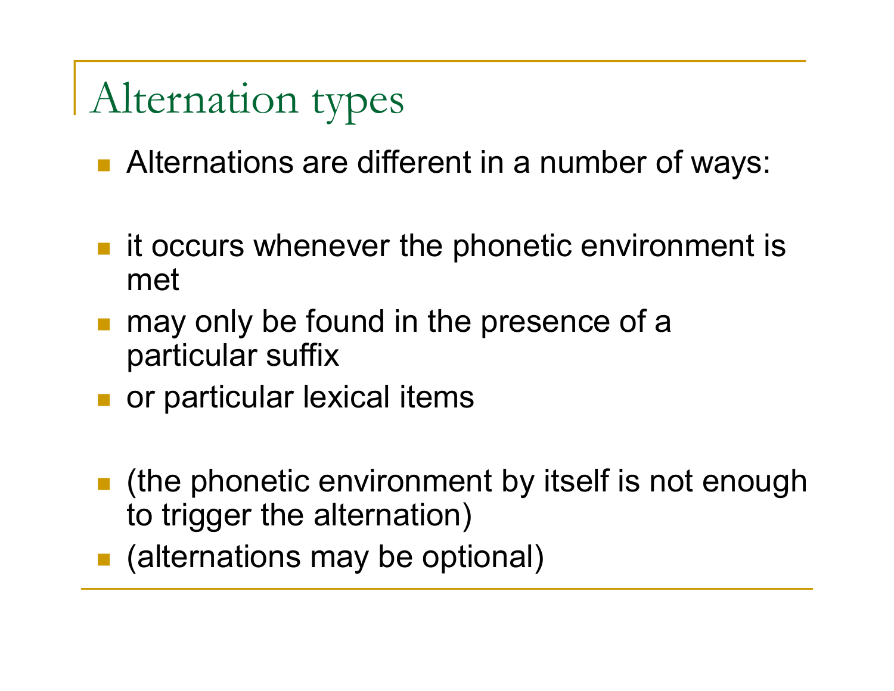# Alternation types

- Alternations are different in a number of ways:

- it occurs whenever the phonetic environment is met
- may only be found in the presence of a particular suffix
- or particular lexical items

- (the phonetic environment by itself is not enough to trigger the alternation)
- (alternations may be optional)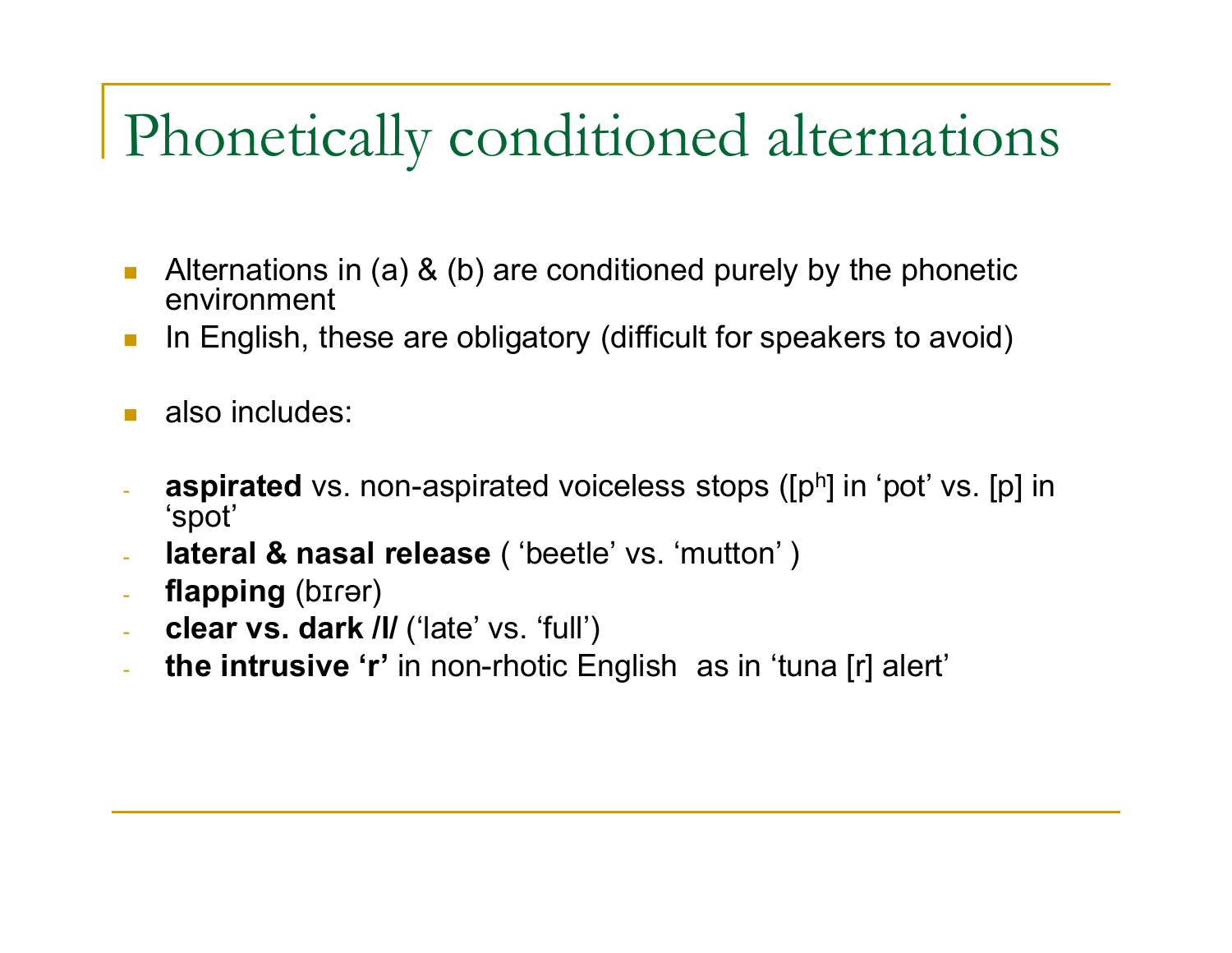# Phonetically conditioned alternations

- Alternations in (a) & (b) are conditioned purely by the phonetic environment
- In English, these are obligatory (difficult for speakers to avoid)

- also includes:

- **aspirated** vs. non-aspirated voiceless stops ([$p^h$] in 'pot' vs. [p] in 'spot'
- **lateral & nasal release** ( 'beetle' vs. 'mutton' )
- **flapping** (bɪɾər)
- **clear vs. dark /l/** ('late' vs. 'full')
- **the intrusive 'r'** in non-rhotic English as in 'tuna [r] alert'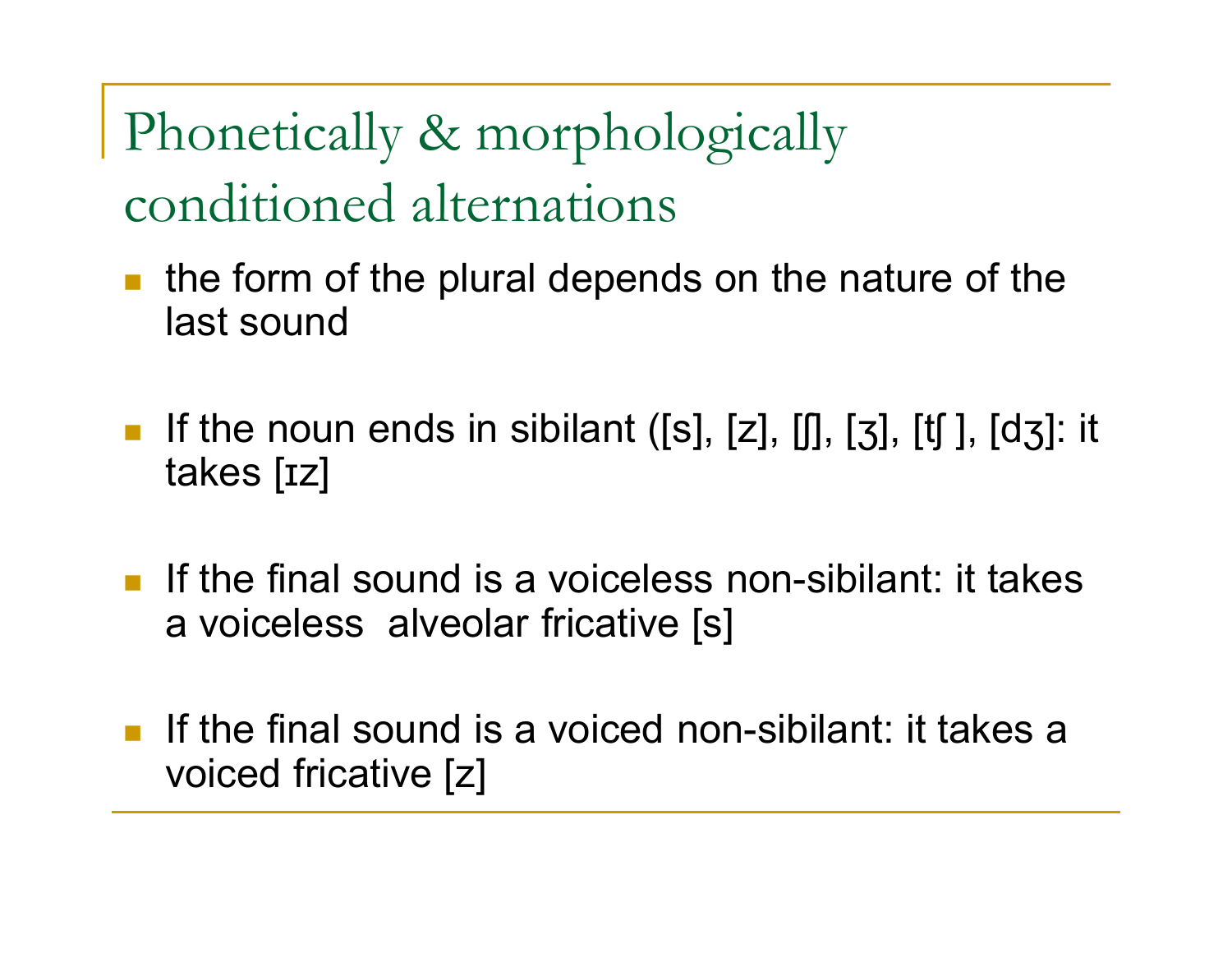# Phonetically & morphologically conditioned alternations

- the form of the plural depends on the nature of the last sound
- If the noun ends in sibilant ([s], [z], [ʃ], [ʒ], [tʃ ], [dʒ]: it takes [ɪz]
- If the final sound is a voiceless non-sibilant: it takes a voiceless  alveolar fricative [s]
- If the final sound is a voiced non-sibilant: it takes a voiced fricative [z]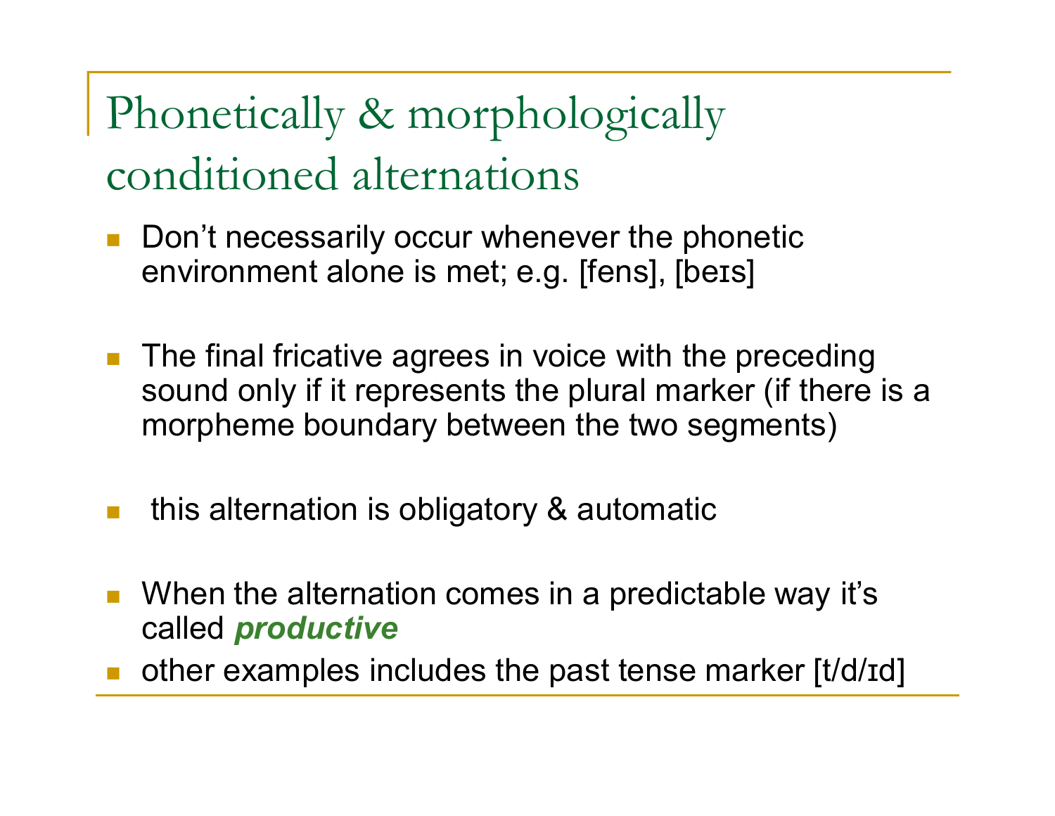# Phonetically & morphologically conditioned alternations

- Don’t necessarily occur whenever the phonetic environment alone is met; e.g. [fens], [beɪs]
- The final fricative agrees in voice with the preceding sound only if it represents the plural marker (if there is a morpheme boundary between the two segments)
- this alternation is obligatory & automatic
- When the alternation comes in a predictable way it’s called ***productive***
- other examples includes the past tense marker [t/d/ɪd]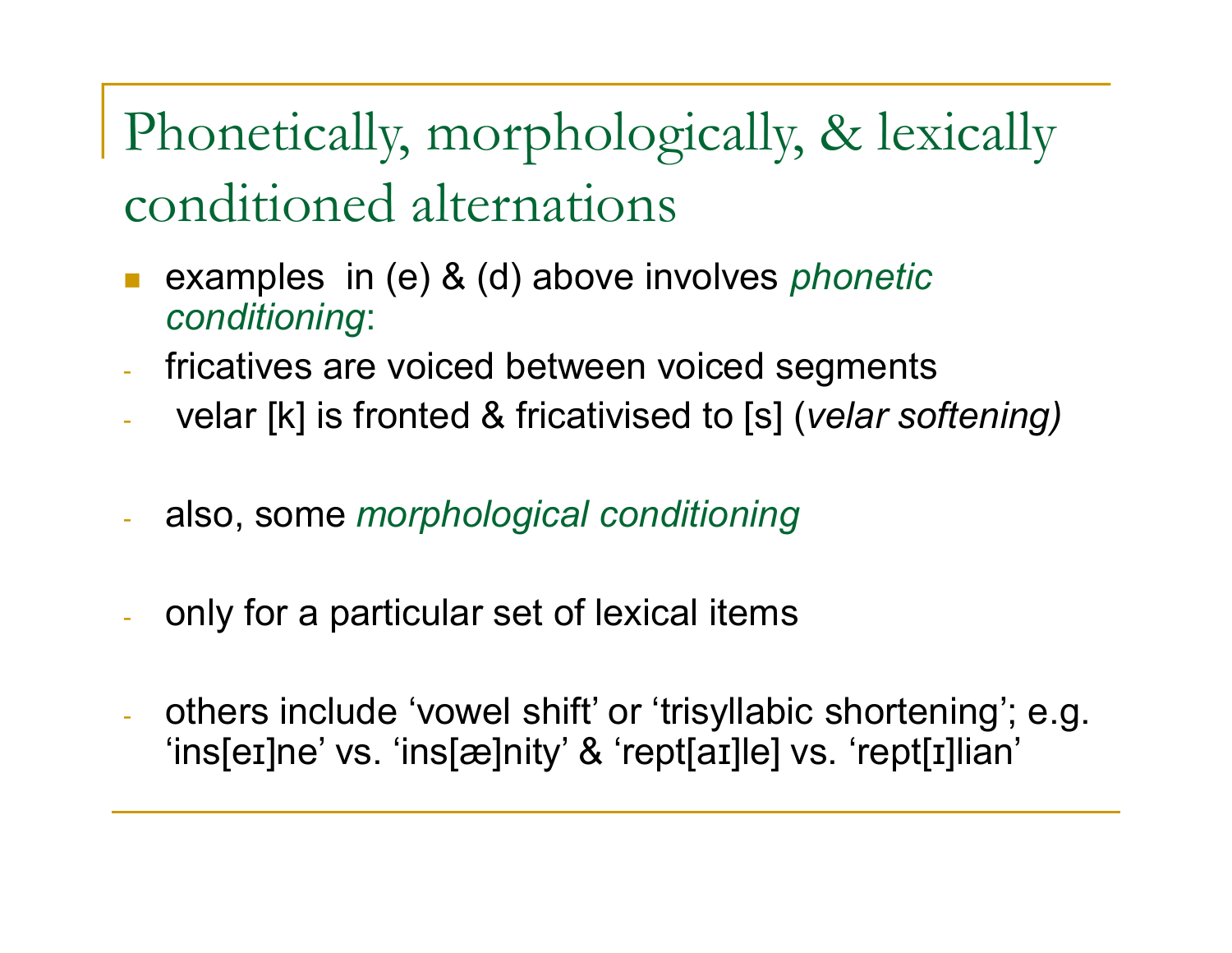# Phonetically, morphologically, & lexically conditioned alternations

- examples in (e) & (d) above involves *phonetic conditioning*:
  - fricatives are voiced between voiced segments
  - velar [k] is fronted & fricativised to [s] (*velar softening)*
  - also, some *morphological conditioning*
  - only for a particular set of lexical items
  - others include ‘vowel shift’ or ‘trisyllabic shortening’; e.g. ‘ins[eɪ]ne’ vs. ‘ins[æ]nity’ & ‘rept[aɪ]le] vs. ‘rept[ɪ]lian’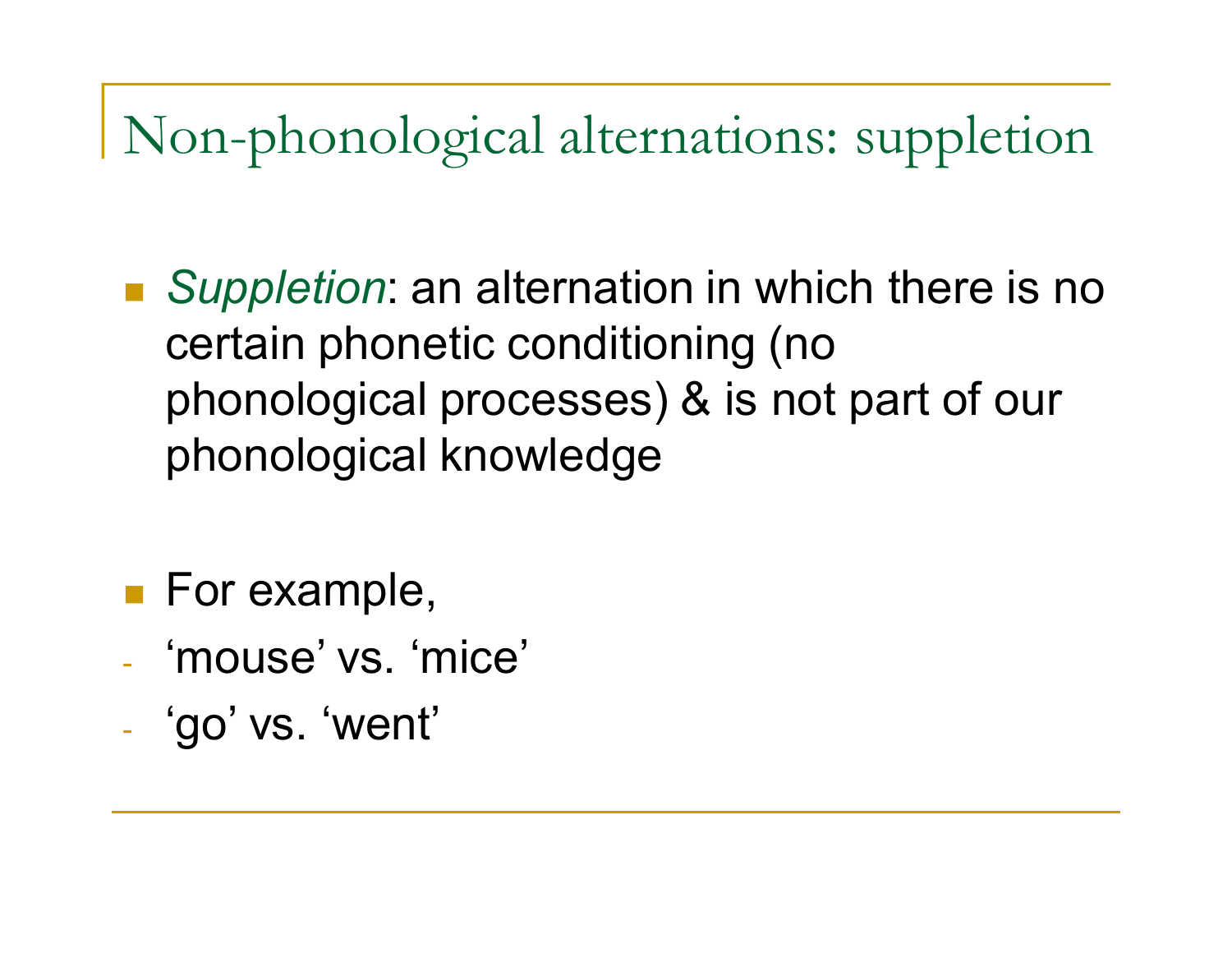# Non-phonological alternations: suppletion

- *Suppletion*: an alternation in which there is no certain phonetic conditioning (no phonological processes) & is not part of our phonological knowledge

- For example,
  - ‘mouse’ vs. ‘mice’
  - ‘go’ vs. ‘went’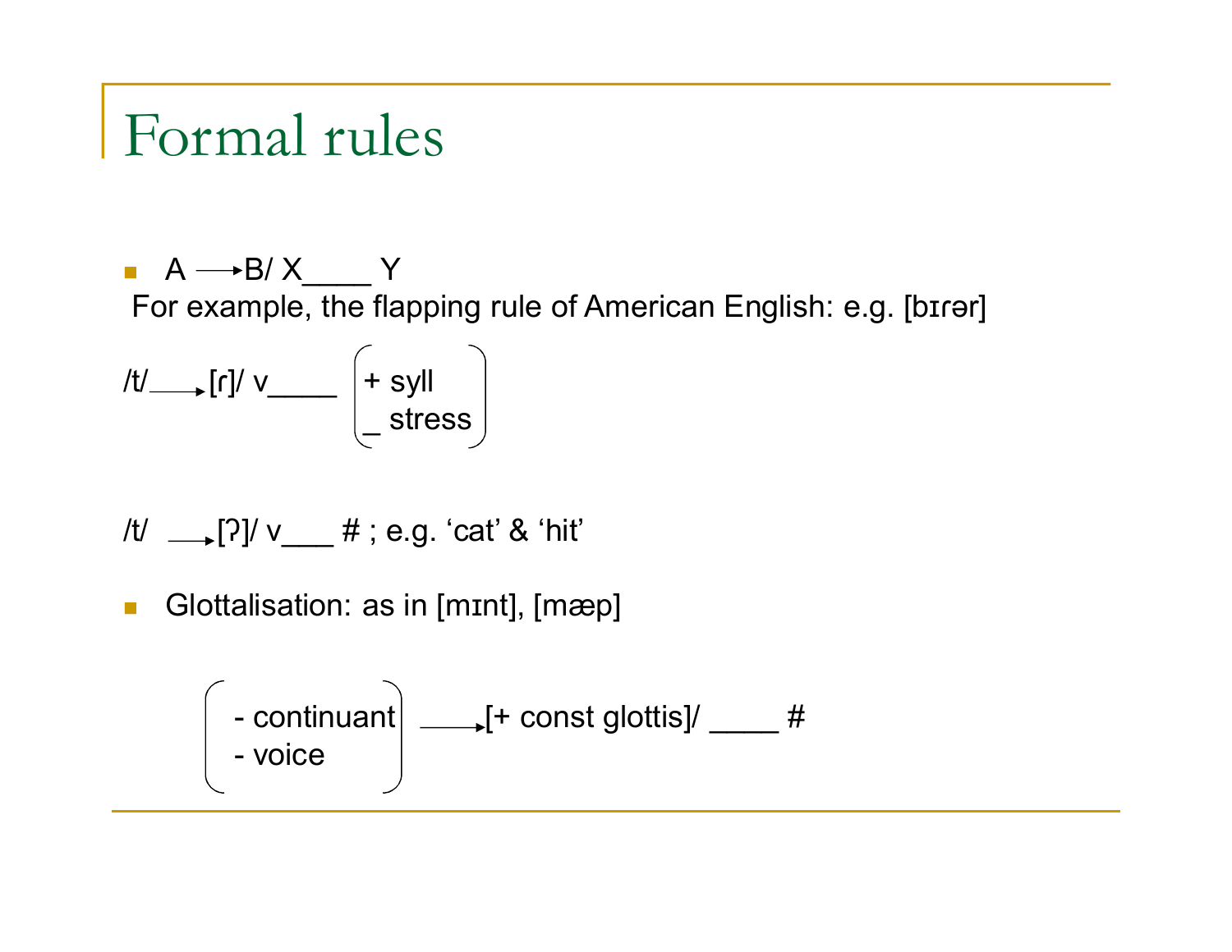# Formal rules

- A ⟶ B/ X____ Y

For example, the flapping rule of American English: e.g. [bɪɾər]

/t/ ⟶ [ɾ]/ v____ ( + syll, _ stress )

/t/ ⟶ [ʔ]/ v___ # ; e.g. ‘cat’ & ‘hit’

- Glottalisation: as in [mɪnt], [mæp]

( - continuant, - voice ) ⟶ [+ const glottis]/ ____ #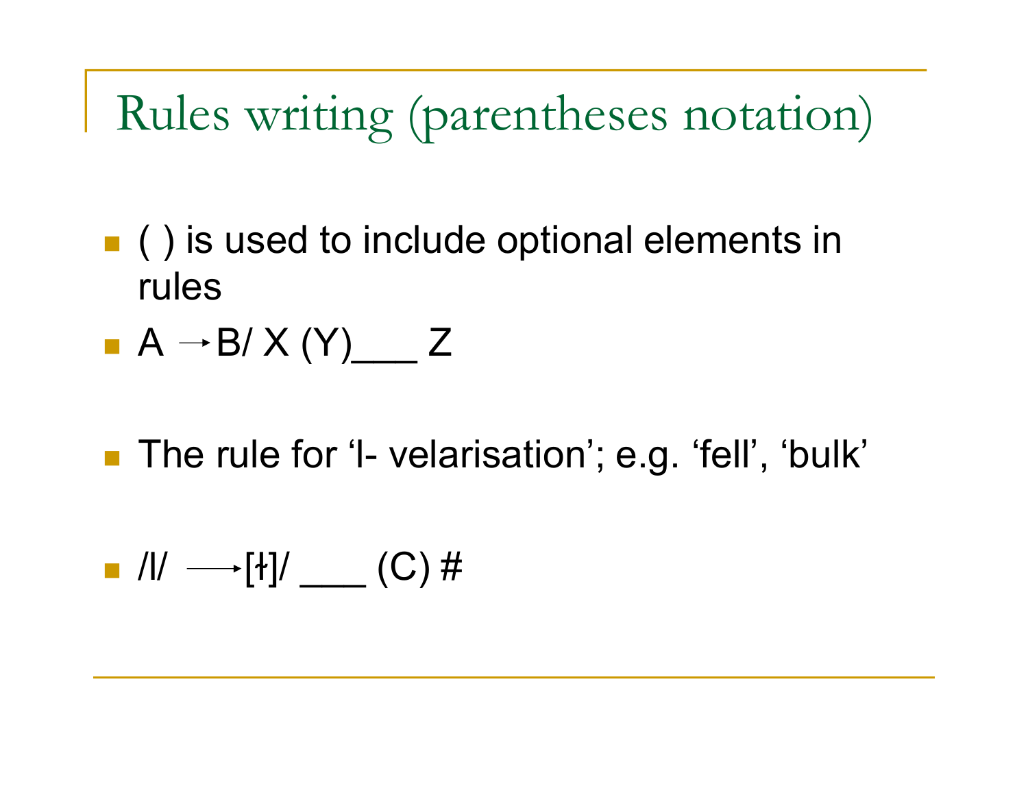# Rules writing (parentheses notation)

- ( ) is used to include optional elements in rules
- A → B/ X (Y)___ Z

- The rule for 'l- velarisation'; e.g. 'fell', 'bulk'

- /l/ ⟶ [ɫ]/ ___ (C) #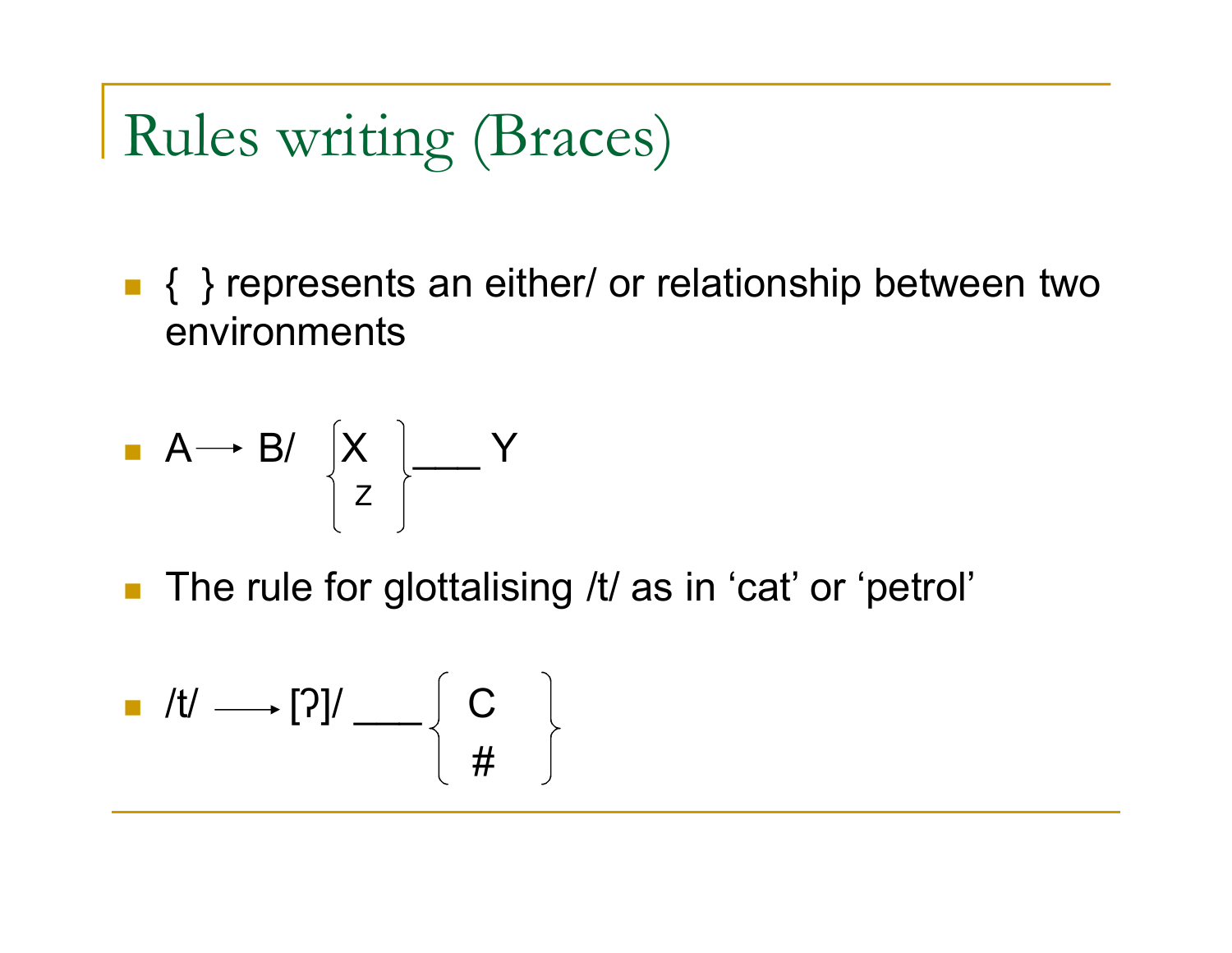# Rules writing (Braces)

- { } represents an either/ or relationship between two environments

- $A \rightarrow B / \begin{Bmatrix} X \\ z \end{Bmatrix}$ ___ $Y$

- The rule for glottalising /t/ as in ‘cat’ or ‘petrol’

- $/t/ \longrightarrow [ʔ] /$ ___ $\begin{Bmatrix} C \\ \# \end{Bmatrix}$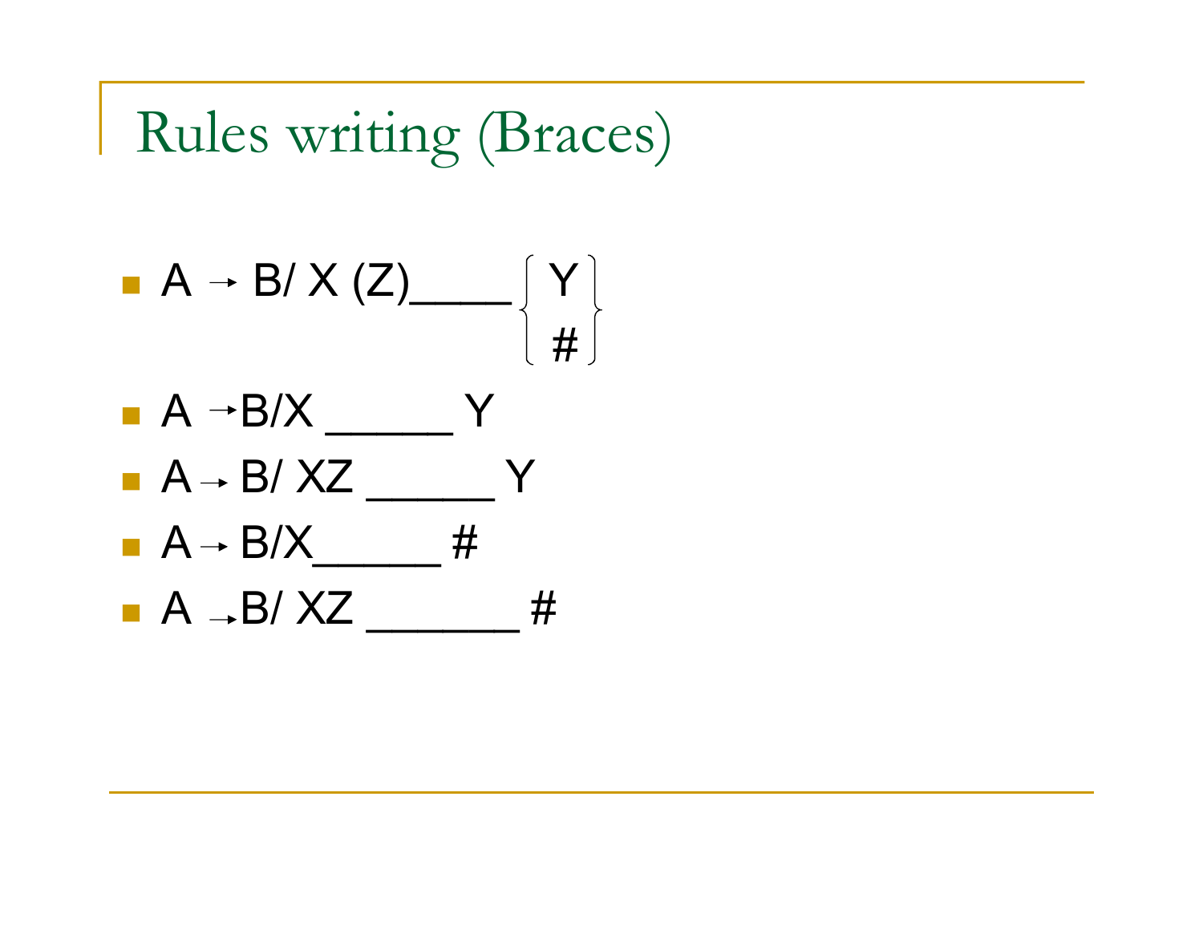# Rules writing (Braces)

- $A \rightarrow B/\ X\ (Z)\_\_\_\_ \begin{Bmatrix} Y \\ \# \end{Bmatrix}$
- $A \rightarrow B/X\ \_\_\_\_\_\ Y$
- $A \rightarrow B/\ XZ\ \_\_\_\_\_\ Y$
- $A \rightarrow B/X\_\_\_\_\_\ \#$
- $A \rightarrow B/\ XZ\ \_\_\_\_\_\_\ \#$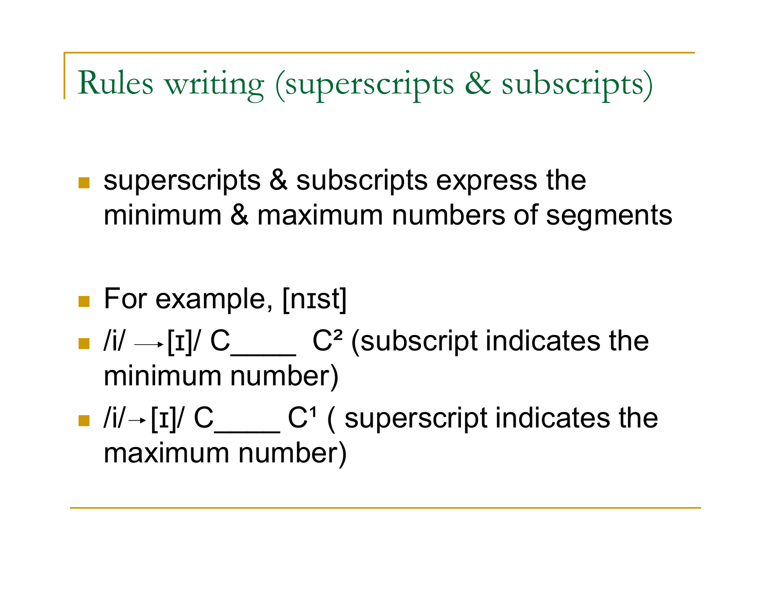# Rules writing (superscripts & subscripts)

- superscripts & subscripts express the minimum & maximum numbers of segments

- For example, [nɪst]
- /i/ → [ɪ]/ C____ $C^2$ (subscript indicates the minimum number)
- /i/ → [ɪ]/ C____ $C^1$ ( superscript indicates the maximum number)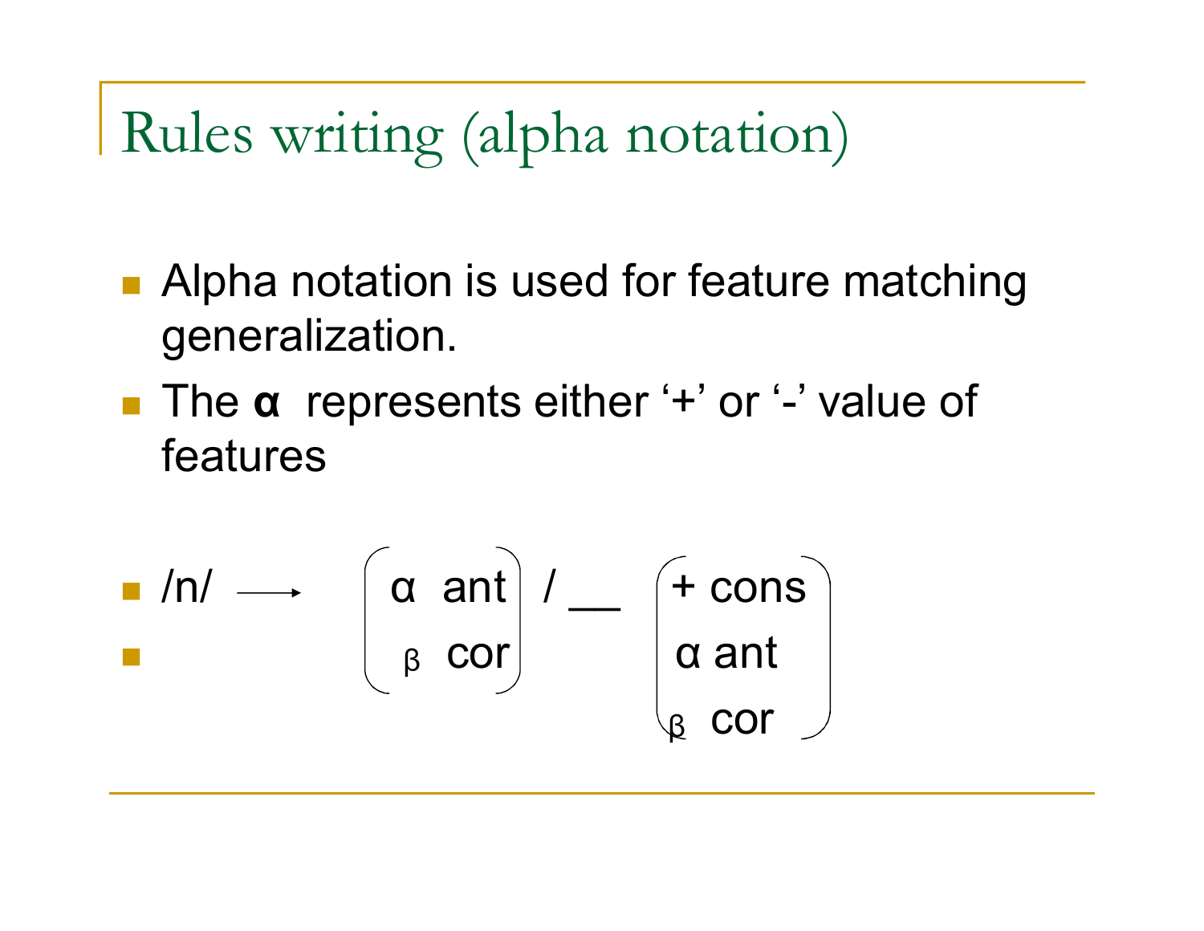# Rules writing (alpha notation)

- Alpha notation is used for feature matching generalization.
- The **α** represents either '+' or '-' value of features
- $/n/ \longrightarrow \begin{bmatrix} \alpha \text{ ant} \\ \beta \text{ cor} \end{bmatrix} \; / \; \_\_ \begin{bmatrix} + \text{cons} \\ \alpha \text{ ant} \\ \beta \text{ cor} \end{bmatrix}$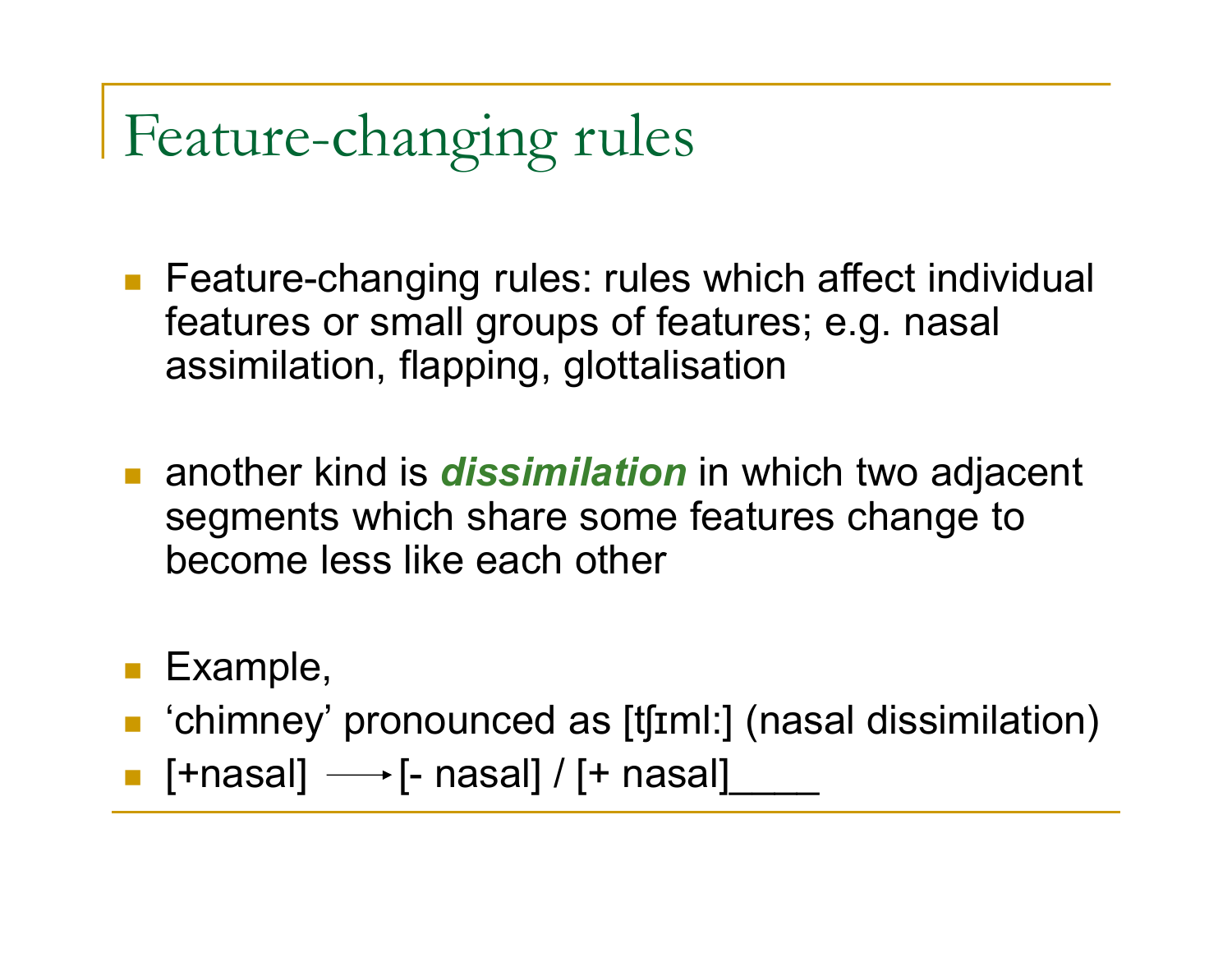# Feature-changing rules

- Feature-changing rules: rules which affect individual features or small groups of features; e.g. nasal assimilation, flapping, glottalisation

- another kind is ***dissimilation*** in which two adjacent segments which share some features change to become less like each other

- Example,
- ‘chimney’ pronounced as [tʃɪml:] (nasal dissimilation)
- [+nasal] ⟶ [- nasal] / [+ nasal]____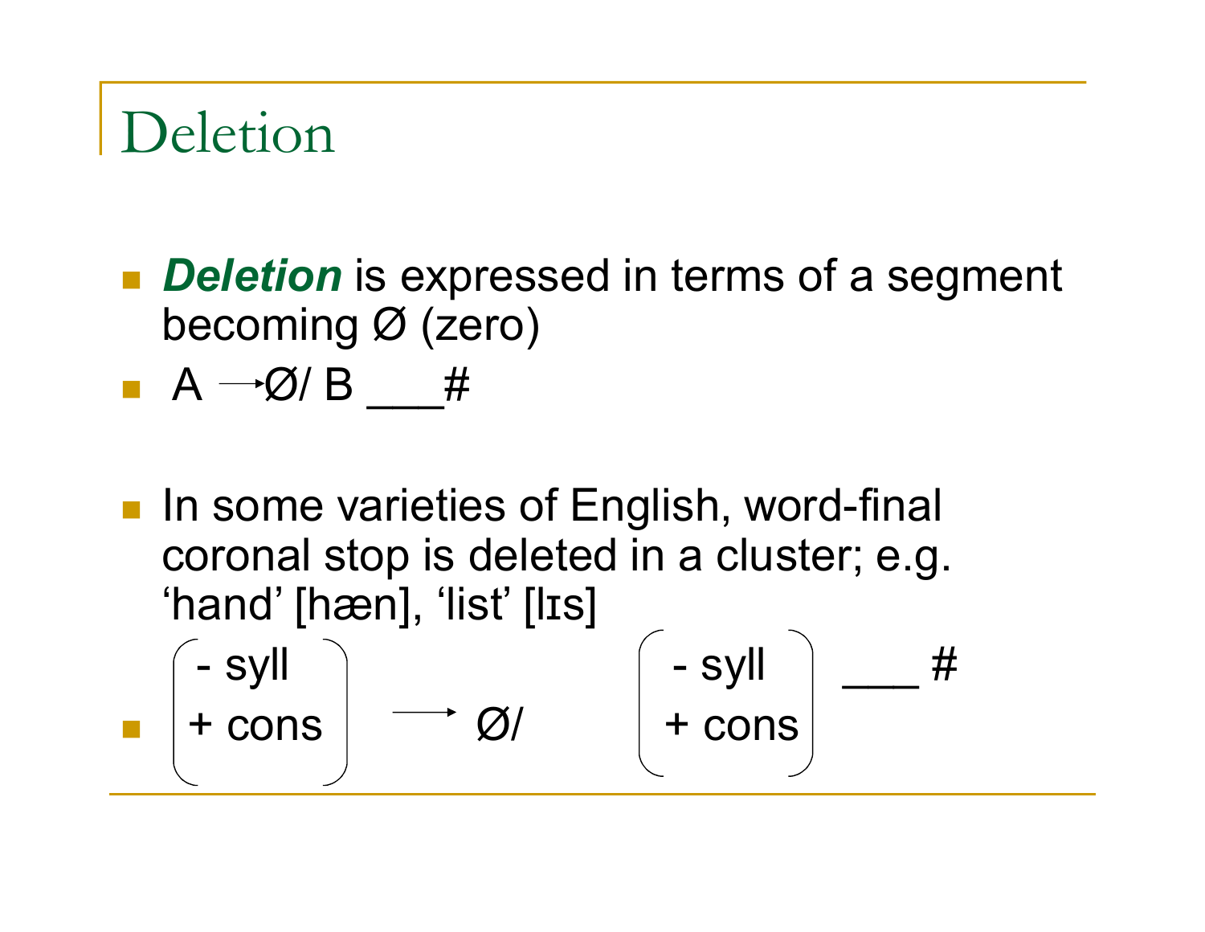# Deletion

- ***Deletion*** is expressed in terms of a segment becoming Ø (zero)
- $A \rightarrow Ø / B \_\_\_ \#$

- In some varieties of English, word-final coronal stop is deleted in a cluster; e.g. 'hand' [hæn], 'list' [lɪs]
- $\begin{bmatrix} -\text{syll} \\ +\text{cons} \end{bmatrix} \rightarrow Ø / \begin{bmatrix} -\text{syll} \\ +\text{cons} \end{bmatrix} \_\_\_ \#$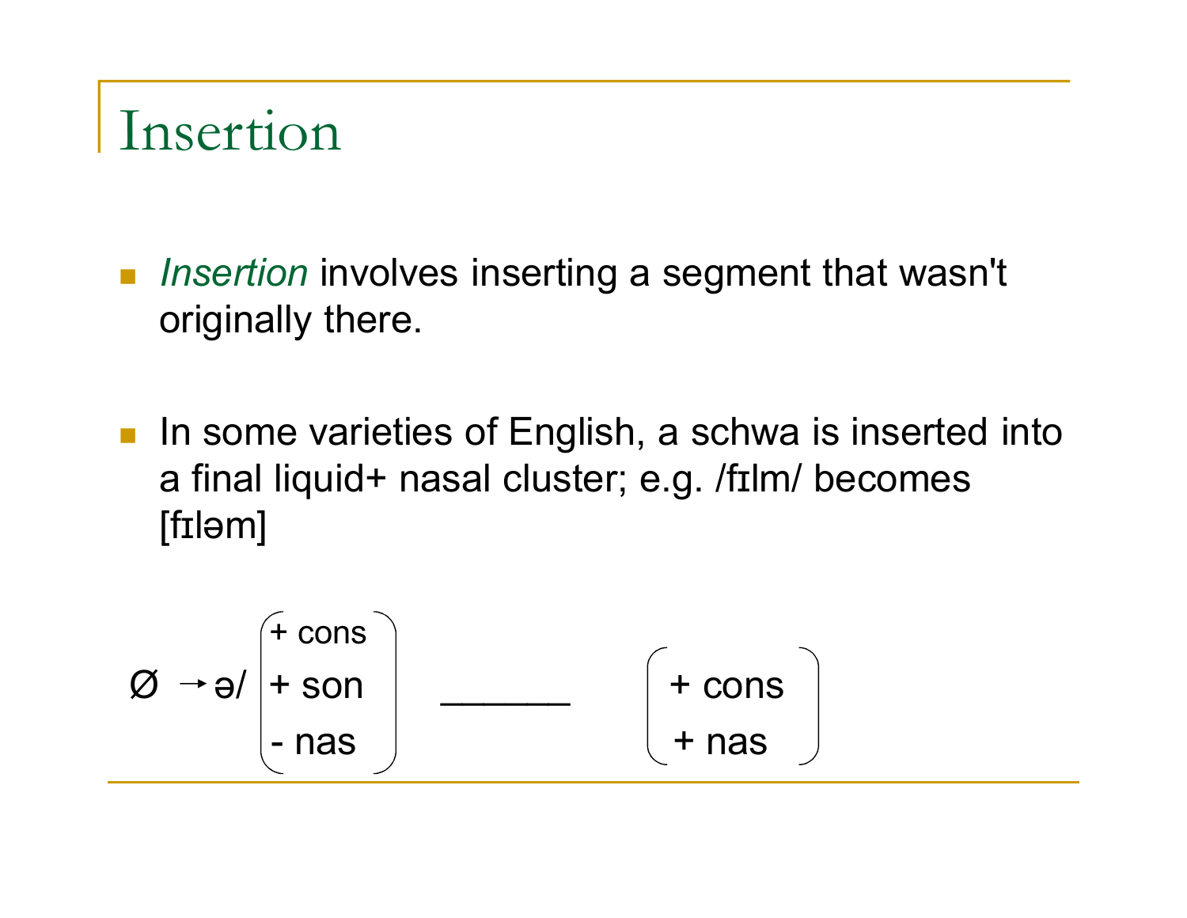# Insertion

- *Insertion* involves inserting a segment that wasn't originally there.

- In some varieties of English, a schwa is inserted into a final liquid+ nasal cluster; e.g. /fɪlm/ becomes [fɪləm]

$$\text{Ø} \rightarrow \text{ə} / \begin{pmatrix} +\text{cons} \\ +\text{son} \\ -\text{nas} \end{pmatrix} \_\_\_\_\_\_ \begin{pmatrix} +\text{cons} \\ +\text{nas} \end{pmatrix}$$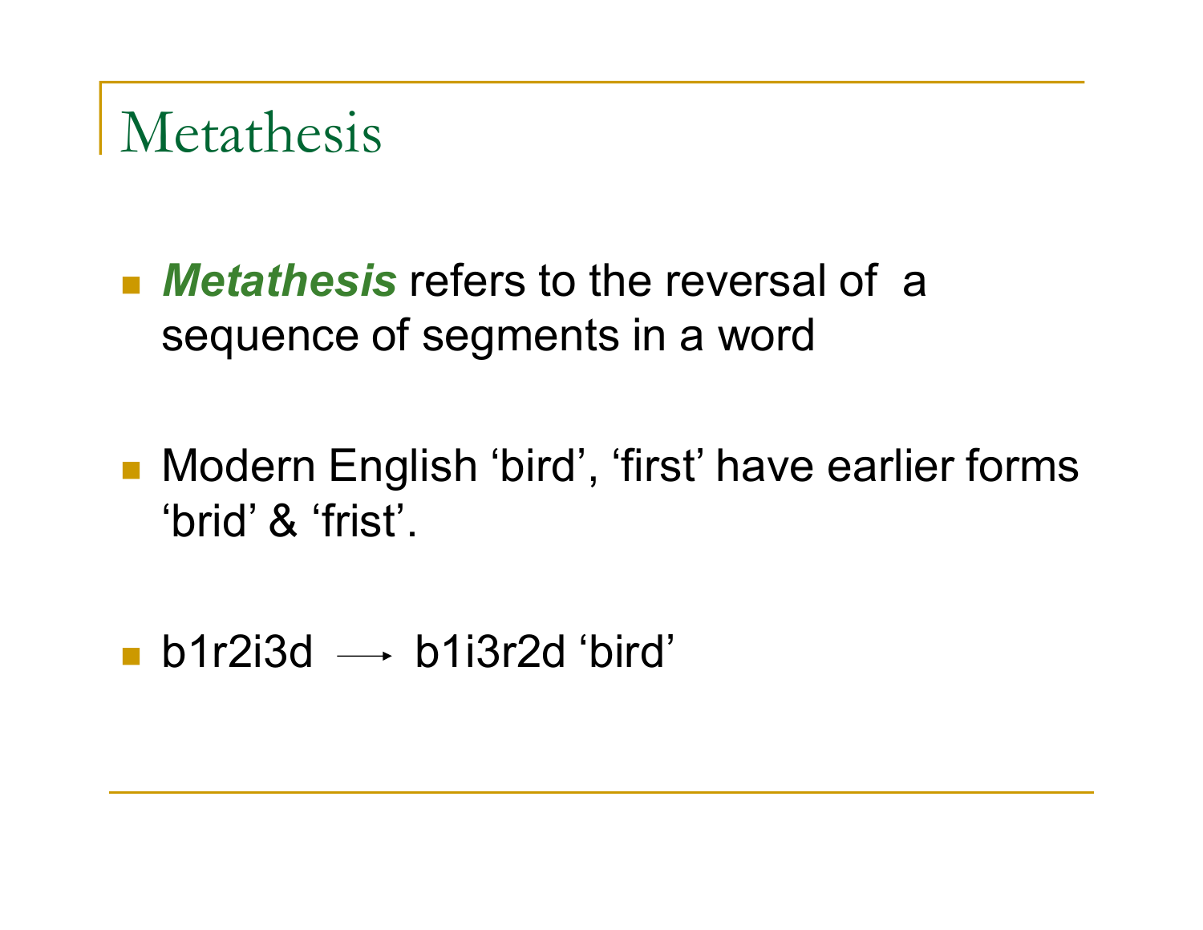# Metathesis

- ***Metathesis*** refers to the reversal of a sequence of segments in a word

- Modern English 'bird', 'first' have earlier forms 'brid' & 'frist'.

- b1r2i3d → b1i3r2d 'bird'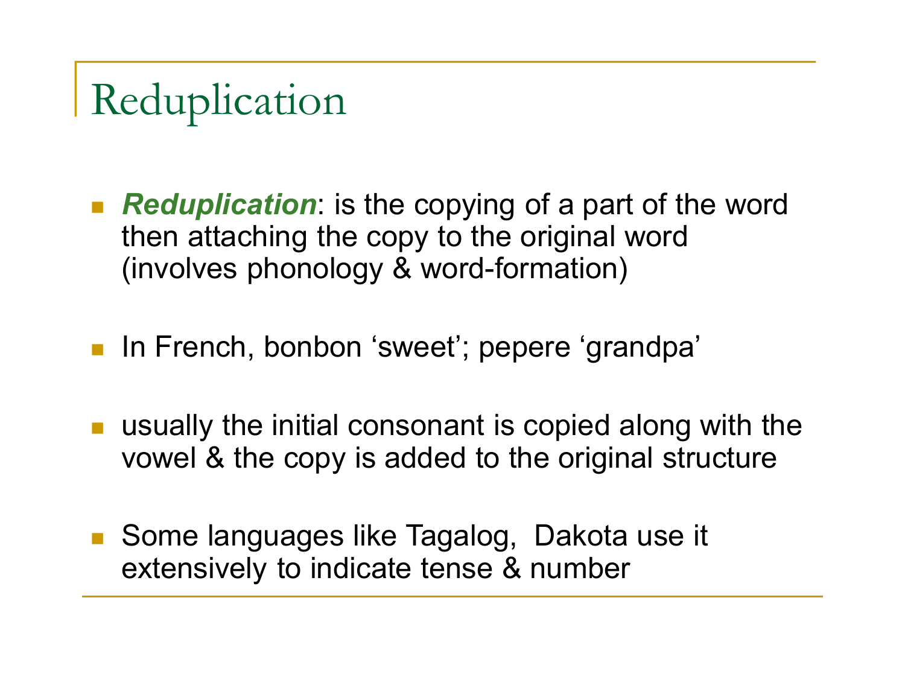# Reduplication

- ***Reduplication***: is the copying of a part of the word then attaching the copy to the original word (involves phonology & word-formation)
- In French, bonbon ‘sweet’; pepere ‘grandpa’
- usually the initial consonant is copied along with the vowel & the copy is added to the original structure
- Some languages like Tagalog,  Dakota use it extensively to indicate tense & number